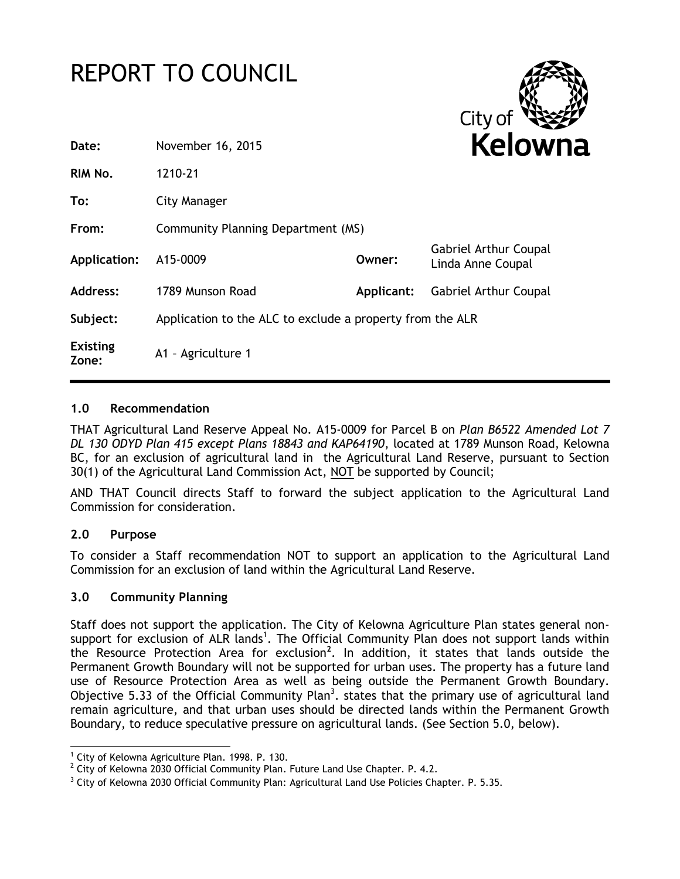# REPORT TO COUNCIL

City of Kelowna

| | | | |
|---|---|---|---|
| **Date:** | November 16, 2015 | | |
| **RIM No.** | 1210-21 | | |
| **To:** | City Manager | | |
| **From:** | Community Planning Department (MS) | | |
| **Application:** | A15-0009 | **Owner:** | Gabriel Arthur Coupal<br>Linda Anne Coupal |
| **Address:** | 1789 Munson Road | **Applicant:** | Gabriel Arthur Coupal |
| **Subject:** | Application to the ALC to exclude a property from the ALR | | |
| **Existing Zone:** | A1 – Agriculture 1 | | |

## 1.0 Recommendation

THAT Agricultural Land Reserve Appeal No. A15-0009 for Parcel B on *Plan B6522 Amended Lot 7 DL 130 ODYD Plan 415 except Plans 18843 and KAP64190*, located at 1789 Munson Road, Kelowna BC, for an exclusion of agricultural land in the Agricultural Land Reserve, pursuant to Section 30(1) of the Agricultural Land Commission Act, NOT be supported by Council;

AND THAT Council directs Staff to forward the subject application to the Agricultural Land Commission for consideration.

## 2.0 Purpose

To consider a Staff recommendation NOT to support an application to the Agricultural Land Commission for an exclusion of land within the Agricultural Land Reserve.

## 3.0 Community Planning

Staff does not support the application. The City of Kelowna Agriculture Plan states general non-support for exclusion of ALR lands[1]. The Official Community Plan does not support lands within the Resource Protection Area for exclusion[2]. In addition, it states that lands outside the Permanent Growth Boundary will not be supported for urban uses. The property has a future land use of Resource Protection Area as well as being outside the Permanent Growth Boundary. Objective 5.33 of the Official Community Plan[3]. states that the primary use of agricultural land remain agriculture, and that urban uses should be directed lands within the Permanent Growth Boundary, to reduce speculative pressure on agricultural lands. (See Section 5.0, below).

---

[1] City of Kelowna Agriculture Plan. 1998. P. 130.

[2] City of Kelowna 2030 Official Community Plan. Future Land Use Chapter. P. 4.2.

[3] City of Kelowna 2030 Official Community Plan: Agricultural Land Use Policies Chapter. P. 5.35.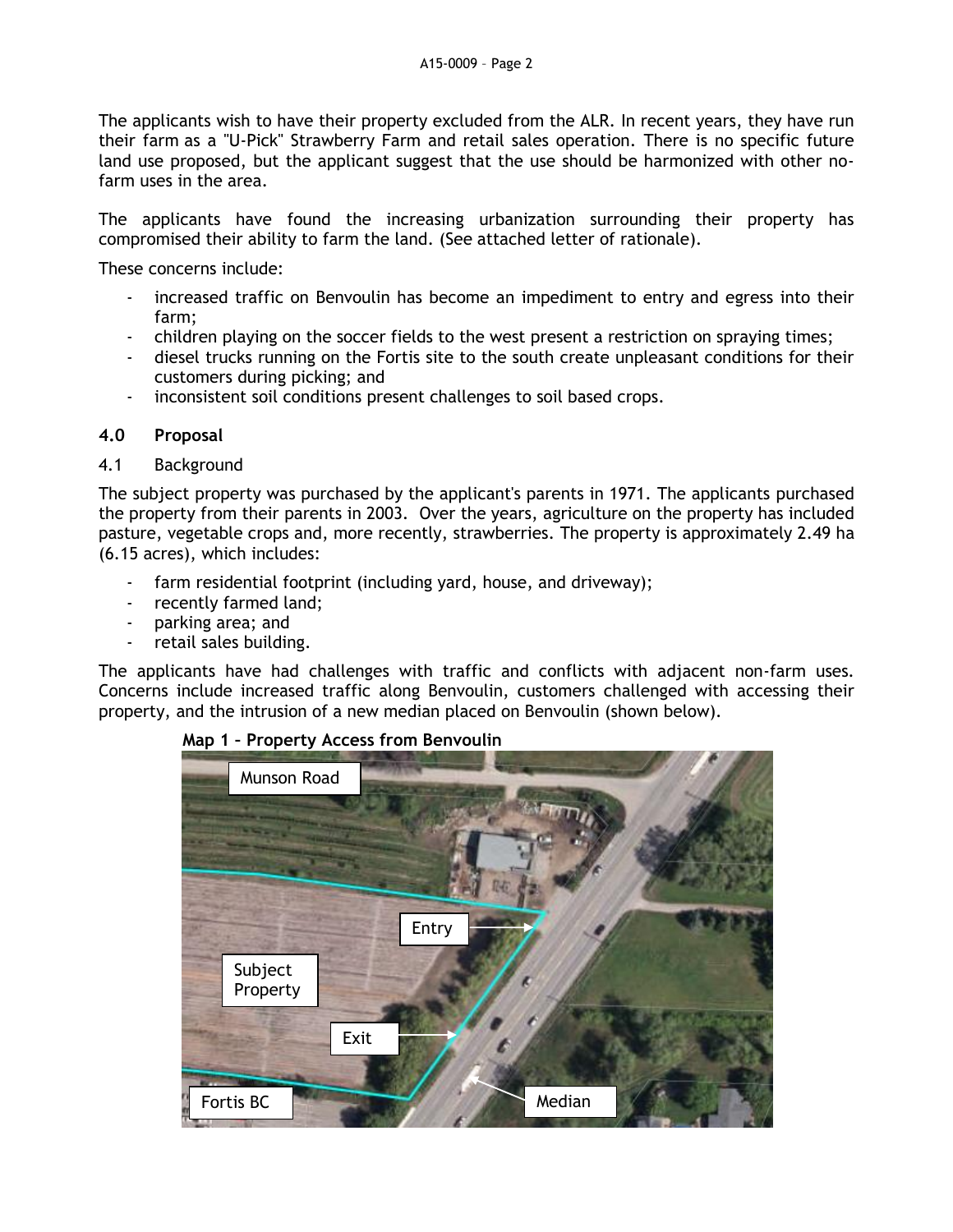The applicants wish to have their property excluded from the ALR. In recent years, they have run their farm as a "U-Pick" Strawberry Farm and retail sales operation. There is no specific future land use proposed, but the applicant suggest that the use should be harmonized with other no-farm uses in the area.

The applicants have found the increasing urbanization surrounding their property has compromised their ability to farm the land. (See attached letter of rationale).

These concerns include:

- increased traffic on Benvoulin has become an impediment to entry and egress into their farm;
- children playing on the soccer fields to the west present a restriction on spraying times;
- diesel trucks running on the Fortis site to the south create unpleasant conditions for their customers during picking; and
- inconsistent soil conditions present challenges to soil based crops.

## 4.0 Proposal

### 4.1 Background

The subject property was purchased by the applicant's parents in 1971. The applicants purchased the property from their parents in 2003. Over the years, agriculture on the property has included pasture, vegetable crops and, more recently, strawberries. The property is approximately 2.49 ha (6.15 acres), which includes:

- farm residential footprint (including yard, house, and driveway);
- recently farmed land;
- parking area; and
- retail sales building.

The applicants have had challenges with traffic and conflicts with adjacent non-farm uses. Concerns include increased traffic along Benvoulin, customers challenged with accessing their property, and the intrusion of a new median placed on Benvoulin (shown below).

**Map 1 – Property Access from Benvoulin**

Munson Road

Entry

Subject Property

Exit

Fortis BC

Median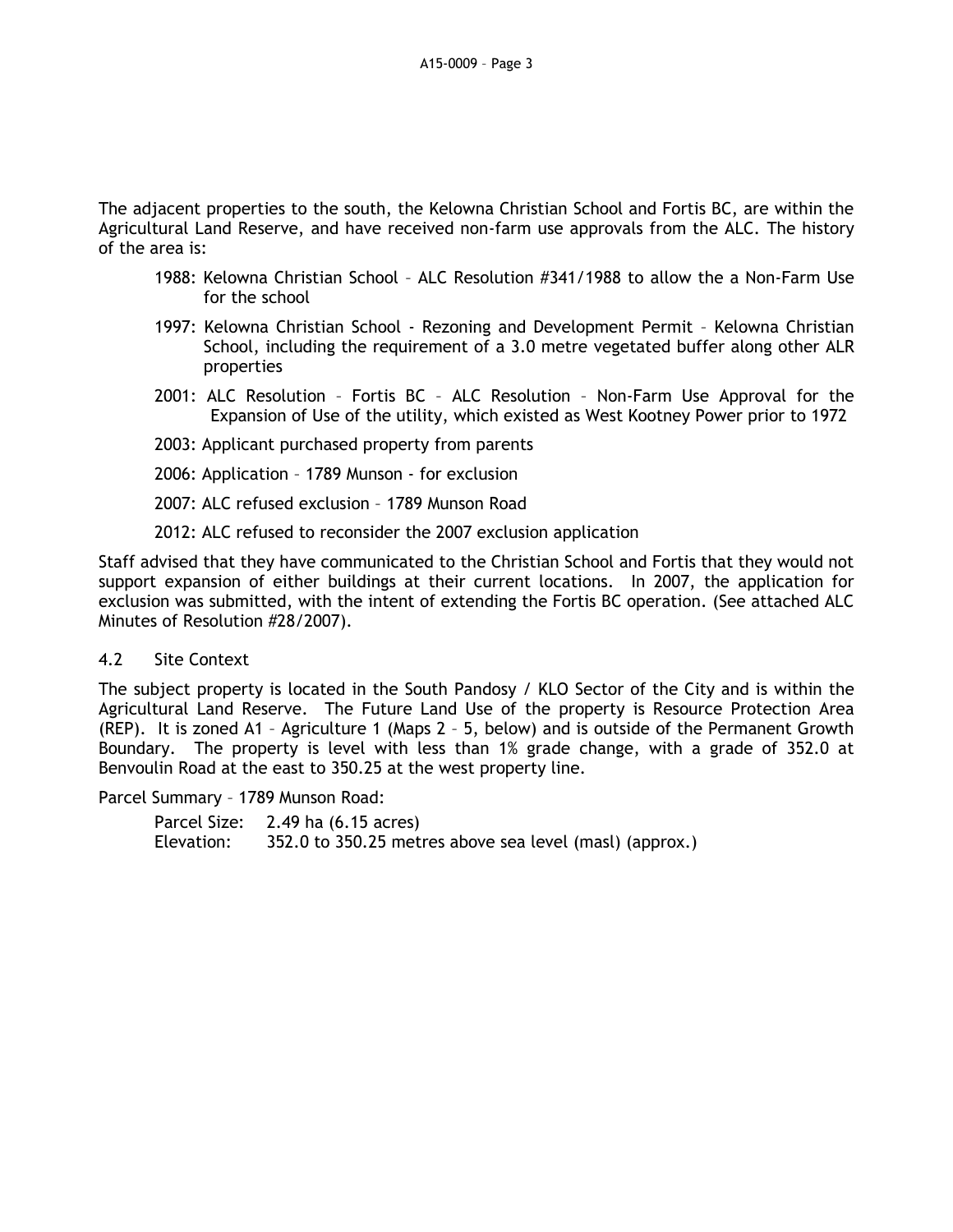The adjacent properties to the south, the Kelowna Christian School and Fortis BC, are within the Agricultural Land Reserve, and have received non-farm use approvals from the ALC. The history of the area is:

1988: Kelowna Christian School – ALC Resolution #341/1988 to allow the a Non-Farm Use for the school

1997: Kelowna Christian School - Rezoning and Development Permit – Kelowna Christian School, including the requirement of a 3.0 metre vegetated buffer along other ALR properties

2001: ALC Resolution – Fortis BC – ALC Resolution – Non-Farm Use Approval for the Expansion of Use of the utility, which existed as West Kootney Power prior to 1972

2003: Applicant purchased property from parents

2006: Application – 1789 Munson - for exclusion

2007: ALC refused exclusion – 1789 Munson Road

2012: ALC refused to reconsider the 2007 exclusion application

Staff advised that they have communicated to the Christian School and Fortis that they would not support expansion of either buildings at their current locations. In 2007, the application for exclusion was submitted, with the intent of extending the Fortis BC operation. (See attached ALC Minutes of Resolution #28/2007).

### 4.2 Site Context

The subject property is located in the South Pandosy / KLO Sector of the City and is within the Agricultural Land Reserve. The Future Land Use of the property is Resource Protection Area (REP). It is zoned A1 – Agriculture 1 (Maps 2 – 5, below) and is outside of the Permanent Growth Boundary. The property is level with less than 1% grade change, with a grade of 352.0 at Benvoulin Road at the east to 350.25 at the west property line.

Parcel Summary – 1789 Munson Road:

Parcel Size: 2.49 ha (6.15 acres)
Elevation: 352.0 to 350.25 metres above sea level (masl) (approx.)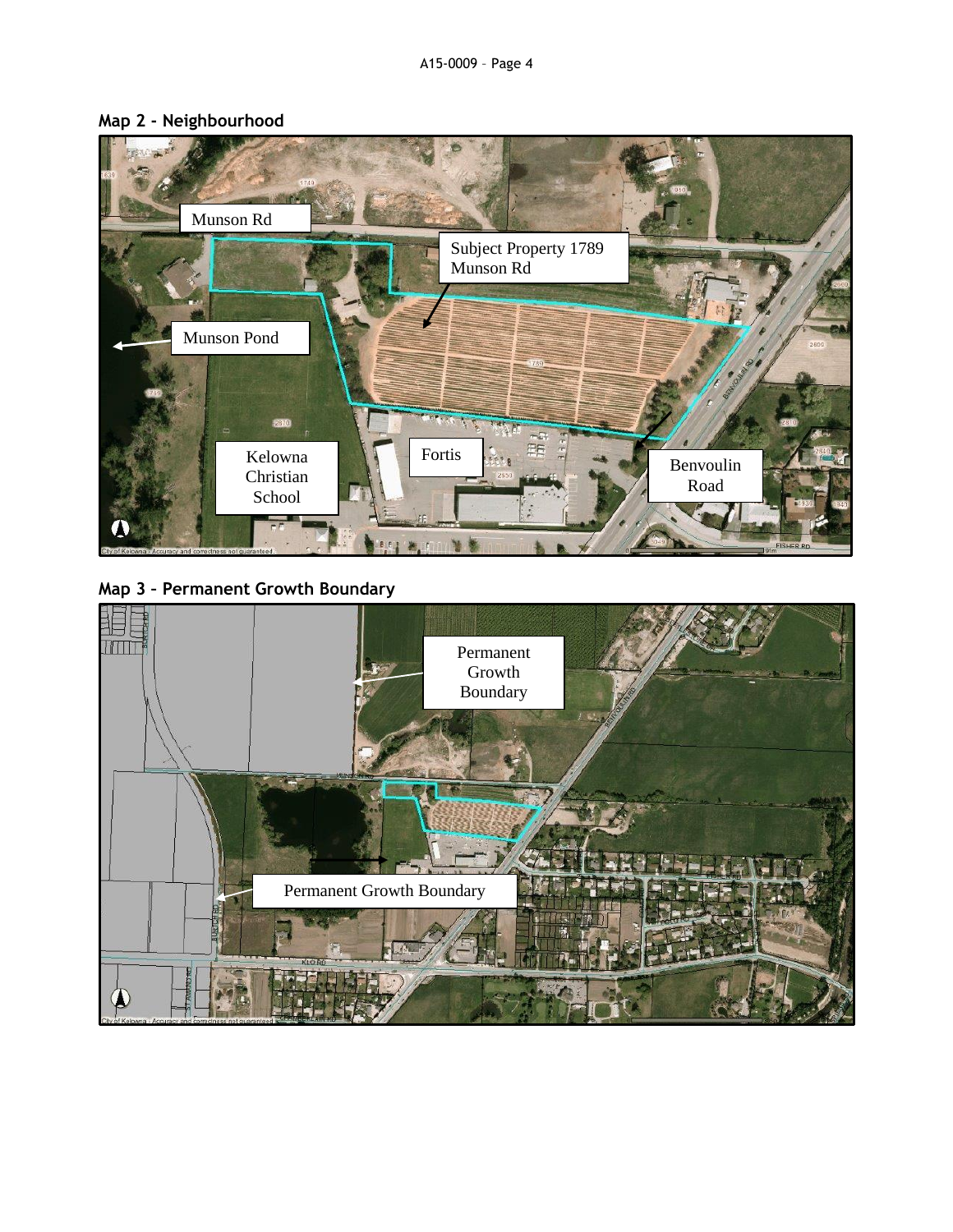**Map 2 - Neighbourhood**

**Map 3 – Permanent Growth Boundary**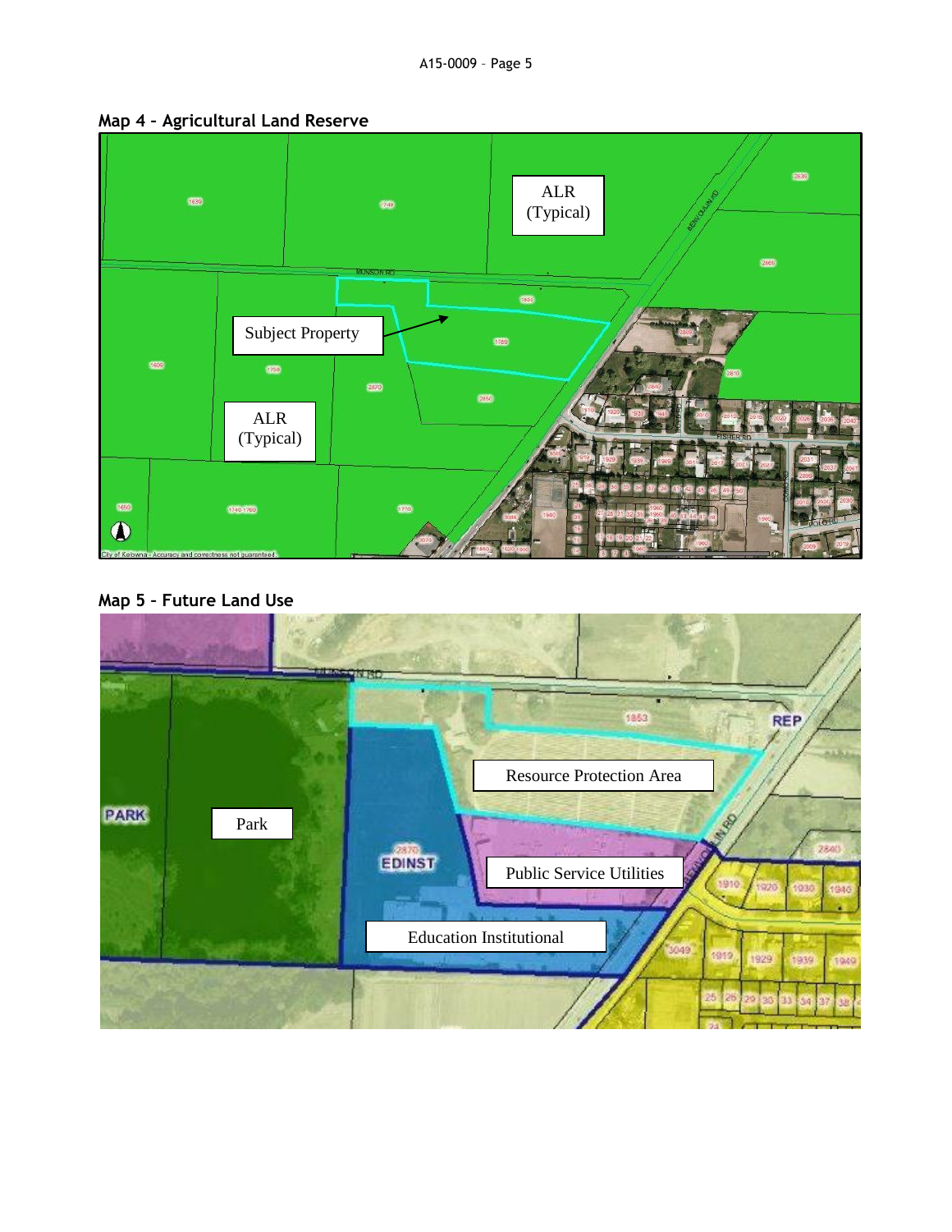**Map 4 – Agricultural Land Reserve**

ALR (Typical)

Subject Property

ALR (Typical)

**Map 5 – Future Land Use**

Park

Resource Protection Area

Public Service Utilities

Education Institutional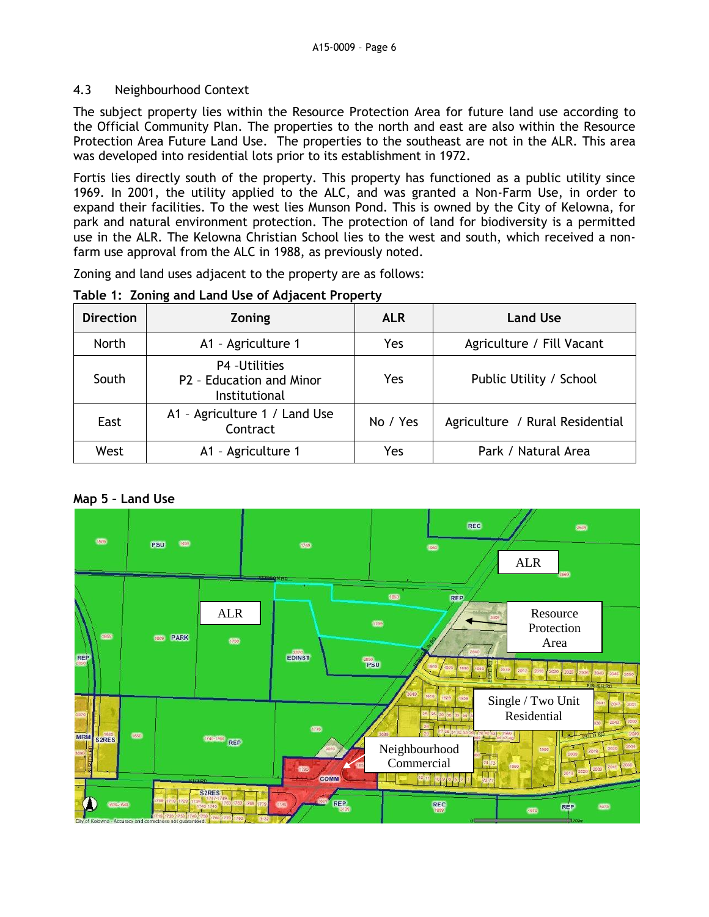### 4.3 Neighbourhood Context

The subject property lies within the Resource Protection Area for future land use according to the Official Community Plan. The properties to the north and east are also within the Resource Protection Area Future Land Use. The properties to the southeast are not in the ALR. This area was developed into residential lots prior to its establishment in 1972.

Fortis lies directly south of the property. This property has functioned as a public utility since 1969. In 2001, the utility applied to the ALC, and was granted a Non-Farm Use, in order to expand their facilities. To the west lies Munson Pond. This is owned by the City of Kelowna, for park and natural environment protection. The protection of land for biodiversity is a permitted use in the ALR. The Kelowna Christian School lies to the west and south, which received a non-farm use approval from the ALC in 1988, as previously noted.

Zoning and land uses adjacent to the property are as follows:

**Table 1: Zoning and Land Use of Adjacent Property**

| Direction | Zoning | ALR | Land Use |
|---|---|---|---|
| North | A1 – Agriculture 1 | Yes | Agriculture / Fill Vacant |
| South | P4 –Utilities<br>P2 – Education and Minor Institutional | Yes | Public Utility / School |
| East | A1 – Agriculture 1 / Land Use Contract | No / Yes | Agriculture / Rural Residential |
| West | A1 – Agriculture 1 | Yes | Park / Natural Area |

**Map 5 – Land Use**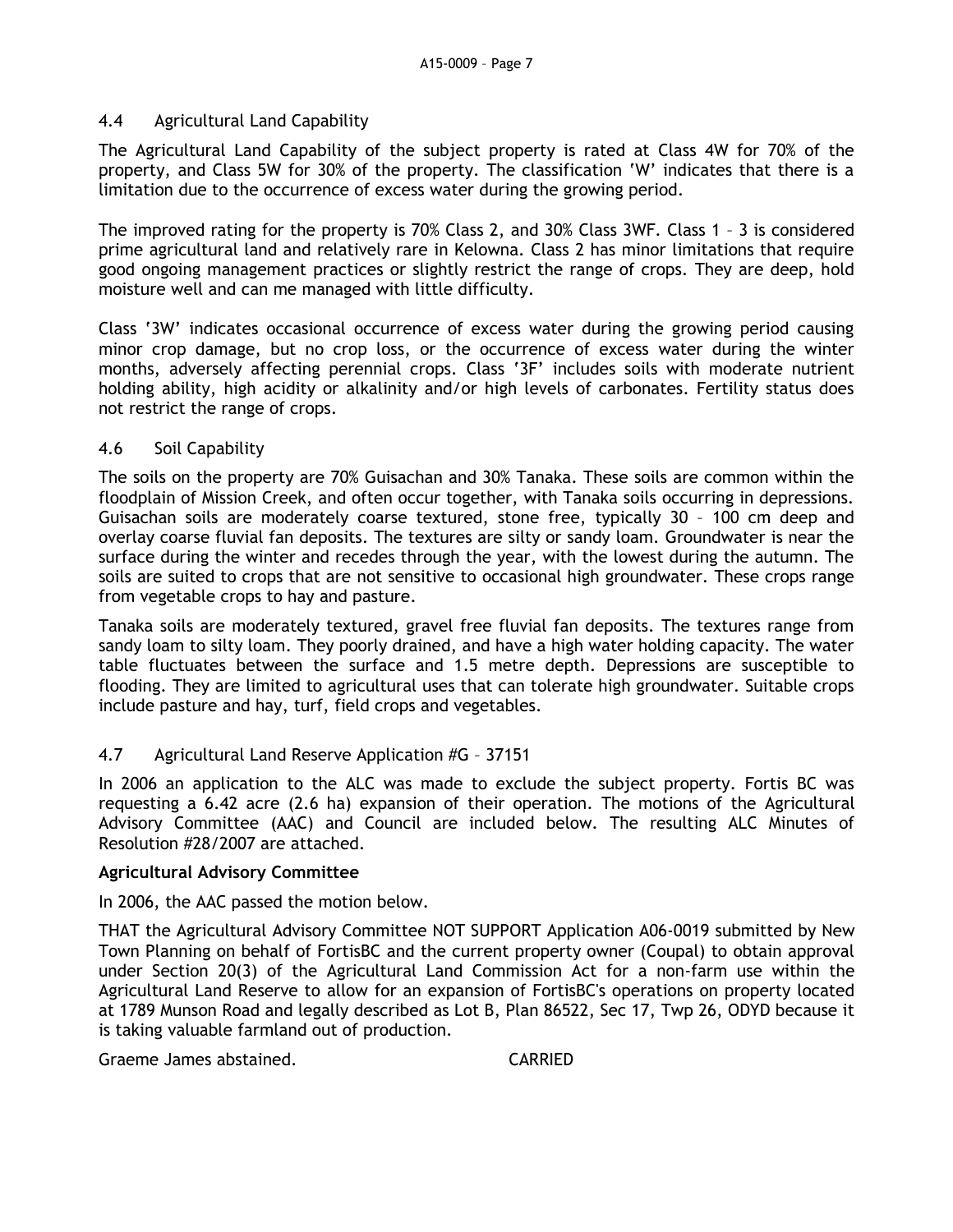## 4.4 Agricultural Land Capability

The Agricultural Land Capability of the subject property is rated at Class 4W for 70% of the property, and Class 5W for 30% of the property. The classification 'W' indicates that there is a limitation due to the occurrence of excess water during the growing period.

The improved rating for the property is 70% Class 2, and 30% Class 3WF. Class 1 – 3 is considered prime agricultural land and relatively rare in Kelowna. Class 2 has minor limitations that require good ongoing management practices or slightly restrict the range of crops. They are deep, hold moisture well and can me managed with little difficulty.

Class '3W' indicates occasional occurrence of excess water during the growing period causing minor crop damage, but no crop loss, or the occurrence of excess water during the winter months, adversely affecting perennial crops. Class '3F' includes soils with moderate nutrient holding ability, high acidity or alkalinity and/or high levels of carbonates. Fertility status does not restrict the range of crops.

## 4.6 Soil Capability

The soils on the property are 70% Guisachan and 30% Tanaka. These soils are common within the floodplain of Mission Creek, and often occur together, with Tanaka soils occurring in depressions. Guisachan soils are moderately coarse textured, stone free, typically 30 – 100 cm deep and overlay coarse fluvial fan deposits. The textures are silty or sandy loam. Groundwater is near the surface during the winter and recedes through the year, with the lowest during the autumn. The soils are suited to crops that are not sensitive to occasional high groundwater. These crops range from vegetable crops to hay and pasture.

Tanaka soils are moderately textured, gravel free fluvial fan deposits. The textures range from sandy loam to silty loam. They poorly drained, and have a high water holding capacity. The water table fluctuates between the surface and 1.5 metre depth. Depressions are susceptible to flooding. They are limited to agricultural uses that can tolerate high groundwater. Suitable crops include pasture and hay, turf, field crops and vegetables.

## 4.7 Agricultural Land Reserve Application #G – 37151

In 2006 an application to the ALC was made to exclude the subject property. Fortis BC was requesting a 6.42 acre (2.6 ha) expansion of their operation. The motions of the Agricultural Advisory Committee (AAC) and Council are included below. The resulting ALC Minutes of Resolution #28/2007 are attached.

**Agricultural Advisory Committee**

In 2006, the AAC passed the motion below.

THAT the Agricultural Advisory Committee NOT SUPPORT Application A06-0019 submitted by New Town Planning on behalf of FortisBC and the current property owner (Coupal) to obtain approval under Section 20(3) of the Agricultural Land Commission Act for a non-farm use within the Agricultural Land Reserve to allow for an expansion of FortisBC's operations on property located at 1789 Munson Road and legally described as Lot B, Plan 86522, Sec 17, Twp 26, ODYD because it is taking valuable farmland out of production.

Graeme James abstained. CARRIED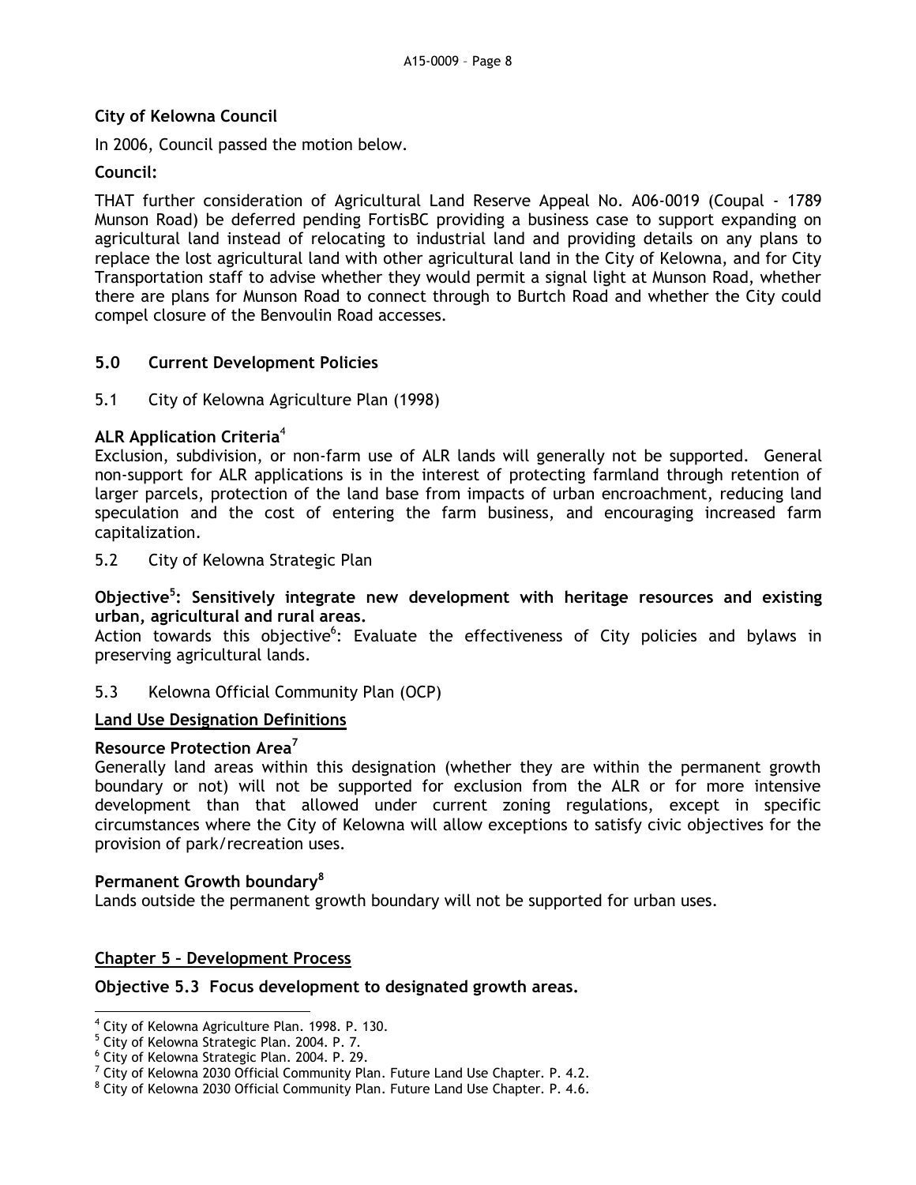**City of Kelowna Council**

In 2006, Council passed the motion below.

**Council:**

THAT further consideration of Agricultural Land Reserve Appeal No. A06-0019 (Coupal - 1789 Munson Road) be deferred pending FortisBC providing a business case to support expanding on agricultural land instead of relocating to industrial land and providing details on any plans to replace the lost agricultural land with other agricultural land in the City of Kelowna, and for City Transportation staff to advise whether they would permit a signal light at Munson Road, whether there are plans for Munson Road to connect through to Burtch Road and whether the City could compel closure of the Benvoulin Road accesses.

## 5.0 Current Development Policies

5.1 City of Kelowna Agriculture Plan (1998)

**ALR Application Criteria**[4]

Exclusion, subdivision, or non-farm use of ALR lands will generally not be supported. General non-support for ALR applications is in the interest of protecting farmland through retention of larger parcels, protection of the land base from impacts of urban encroachment, reducing land speculation and the cost of entering the farm business, and encouraging increased farm capitalization.

5.2 City of Kelowna Strategic Plan

**Objective[5]: Sensitively integrate new development with heritage resources and existing urban, agricultural and rural areas.**

Action towards this objective[6]: Evaluate the effectiveness of City policies and bylaws in preserving agricultural lands.

5.3 Kelowna Official Community Plan (OCP)

**Land Use Designation Definitions**

**Resource Protection Area**[7]

Generally land areas within this designation (whether they are within the permanent growth boundary or not) will not be supported for exclusion from the ALR or for more intensive development than that allowed under current zoning regulations, except in specific circumstances where the City of Kelowna will allow exceptions to satisfy civic objectives for the provision of park/recreation uses.

**Permanent Growth boundary**[8]

Lands outside the permanent growth boundary will not be supported for urban uses.

**Chapter 5 – Development Process**

**Objective 5.3 Focus development to designated growth areas.**

---

[4] City of Kelowna Agriculture Plan. 1998. P. 130.

[5] City of Kelowna Strategic Plan. 2004. P. 7.

[6] City of Kelowna Strategic Plan. 2004. P. 29.

[7] City of Kelowna 2030 Official Community Plan. Future Land Use Chapter. P. 4.2.

[8] City of Kelowna 2030 Official Community Plan. Future Land Use Chapter. P. 4.6.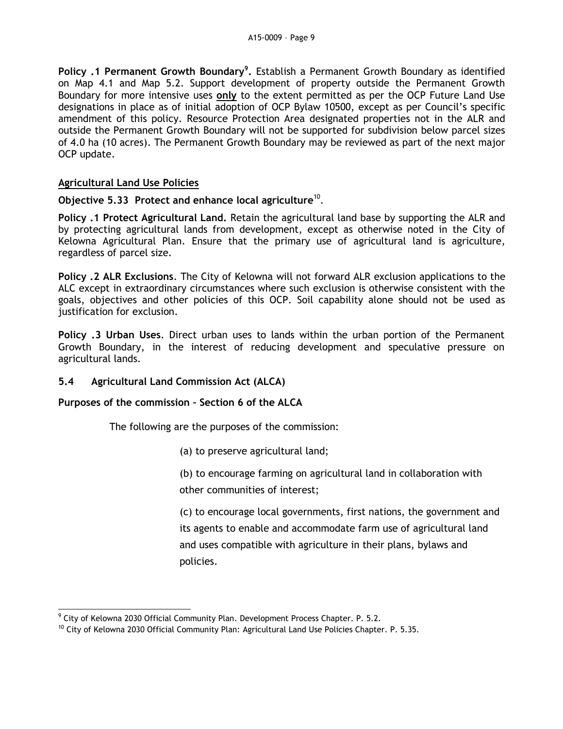**Policy .1 Permanent Growth Boundary[9].** Establish a Permanent Growth Boundary as identified on Map 4.1 and Map 5.2. Support development of property outside the Permanent Growth Boundary for more intensive uses **only** to the extent permitted as per the OCP Future Land Use designations in place as of initial adoption of OCP Bylaw 10500, except as per Council's specific amendment of this policy. Resource Protection Area designated properties not in the ALR and outside the Permanent Growth Boundary will not be supported for subdivision below parcel sizes of 4.0 ha (10 acres). The Permanent Growth Boundary may be reviewed as part of the next major OCP update.

**Agricultural Land Use Policies**

**Objective 5.33 Protect and enhance local agriculture**[10].

**Policy .1 Protect Agricultural Land.** Retain the agricultural land base by supporting the ALR and by protecting agricultural lands from development, except as otherwise noted in the City of Kelowna Agricultural Plan. Ensure that the primary use of agricultural land is agriculture, regardless of parcel size.

**Policy .2 ALR Exclusions**. The City of Kelowna will not forward ALR exclusion applications to the ALC except in extraordinary circumstances where such exclusion is otherwise consistent with the goals, objectives and other policies of this OCP. Soil capability alone should not be used as justification for exclusion.

**Policy .3 Urban Uses**. Direct urban uses to lands within the urban portion of the Permanent Growth Boundary, in the interest of reducing development and speculative pressure on agricultural lands.

## 5.4 Agricultural Land Commission Act (ALCA)

**Purposes of the commission – Section 6 of the ALCA**

The following are the purposes of the commission:

(a) to preserve agricultural land;

(b) to encourage farming on agricultural land in collaboration with other communities of interest;

(c) to encourage local governments, first nations, the government and its agents to enable and accommodate farm use of agricultural land and uses compatible with agriculture in their plans, bylaws and policies.

---

[9] City of Kelowna 2030 Official Community Plan. Development Process Chapter. P. 5.2.

[10] City of Kelowna 2030 Official Community Plan: Agricultural Land Use Policies Chapter. P. 5.35.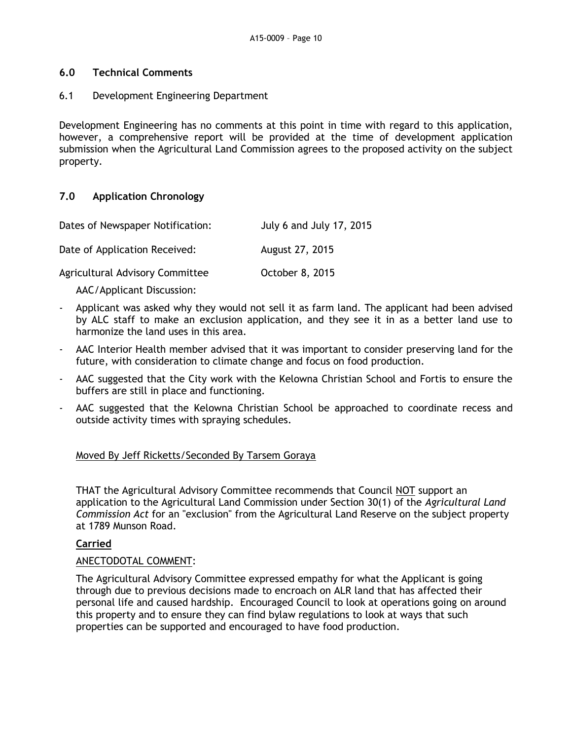## 6.0 Technical Comments

### 6.1 Development Engineering Department

Development Engineering has no comments at this point in time with regard to this application, however, a comprehensive report will be provided at the time of development application submission when the Agricultural Land Commission agrees to the proposed activity on the subject property.

## 7.0 Application Chronology

| | |
|---|---|
| Dates of Newspaper Notification: | July 6 and July 17, 2015 |
| Date of Application Received: | August 27, 2015 |
| Agricultural Advisory Committee | October 8, 2015 |

AAC/Applicant Discussion:

- Applicant was asked why they would not sell it as farm land. The applicant had been advised by ALC staff to make an exclusion application, and they see it in as a better land use to harmonize the land uses in this area.
- AAC Interior Health member advised that it was important to consider preserving land for the future, with consideration to climate change and focus on food production.
- AAC suggested that the City work with the Kelowna Christian School and Fortis to ensure the buffers are still in place and functioning.
- AAC suggested that the Kelowna Christian School be approached to coordinate recess and outside activity times with spraying schedules.

Moved By Jeff Ricketts/Seconded By Tarsem Goraya

THAT the Agricultural Advisory Committee recommends that Council NOT support an application to the Agricultural Land Commission under Section 30(1) of the *Agricultural Land Commission Act* for an "exclusion" from the Agricultural Land Reserve on the subject property at 1789 Munson Road.

**Carried**

ANECTODOTAL COMMENT:

The Agricultural Advisory Committee expressed empathy for what the Applicant is going through due to previous decisions made to encroach on ALR land that has affected their personal life and caused hardship. Encouraged Council to look at operations going on around this property and to ensure they can find bylaw regulations to look at ways that such properties can be supported and encouraged to have food production.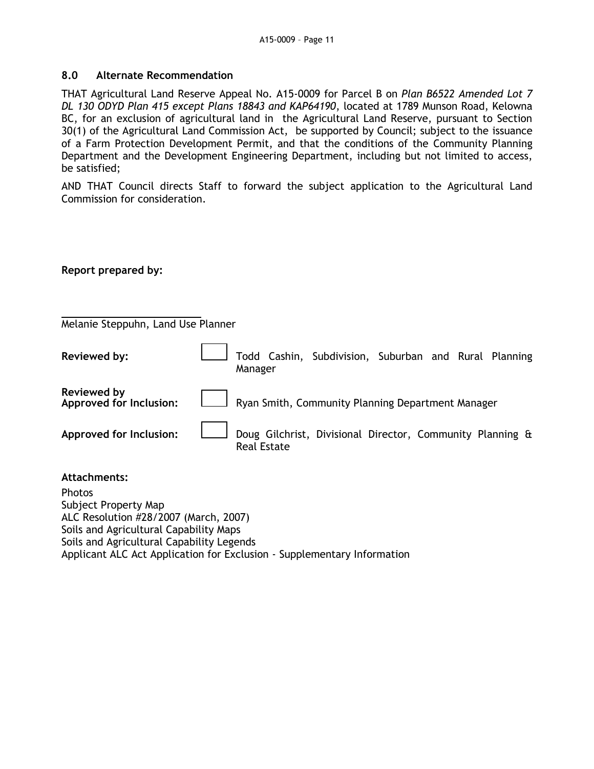## 8.0 Alternate Recommendation

THAT Agricultural Land Reserve Appeal No. A15-0009 for Parcel B on *Plan B6522 Amended Lot 7 DL 130 ODYD Plan 415 except Plans 18843 and KAP64190*, located at 1789 Munson Road, Kelowna BC, for an exclusion of agricultural land in the Agricultural Land Reserve, pursuant to Section 30(1) of the Agricultural Land Commission Act, be supported by Council; subject to the issuance of a Farm Protection Development Permit, and that the conditions of the Community Planning Department and the Development Engineering Department, including but not limited to access, be satisfied;

AND THAT Council directs Staff to forward the subject application to the Agricultural Land Commission for consideration.

**Report prepared by:**

Melanie Steppuhn, Land Use Planner

| | |
|---|---|
| **Reviewed by:** | Todd Cashin, Subdivision, Suburban and Rural Planning Manager |
| **Reviewed by Approved for Inclusion:** | Ryan Smith, Community Planning Department Manager |
| **Approved for Inclusion:** | Doug Gilchrist, Divisional Director, Community Planning & Real Estate |

**Attachments:**

Photos
Subject Property Map
ALC Resolution #28/2007 (March, 2007)
Soils and Agricultural Capability Maps
Soils and Agricultural Capability Legends
Applicant ALC Act Application for Exclusion - Supplementary Information